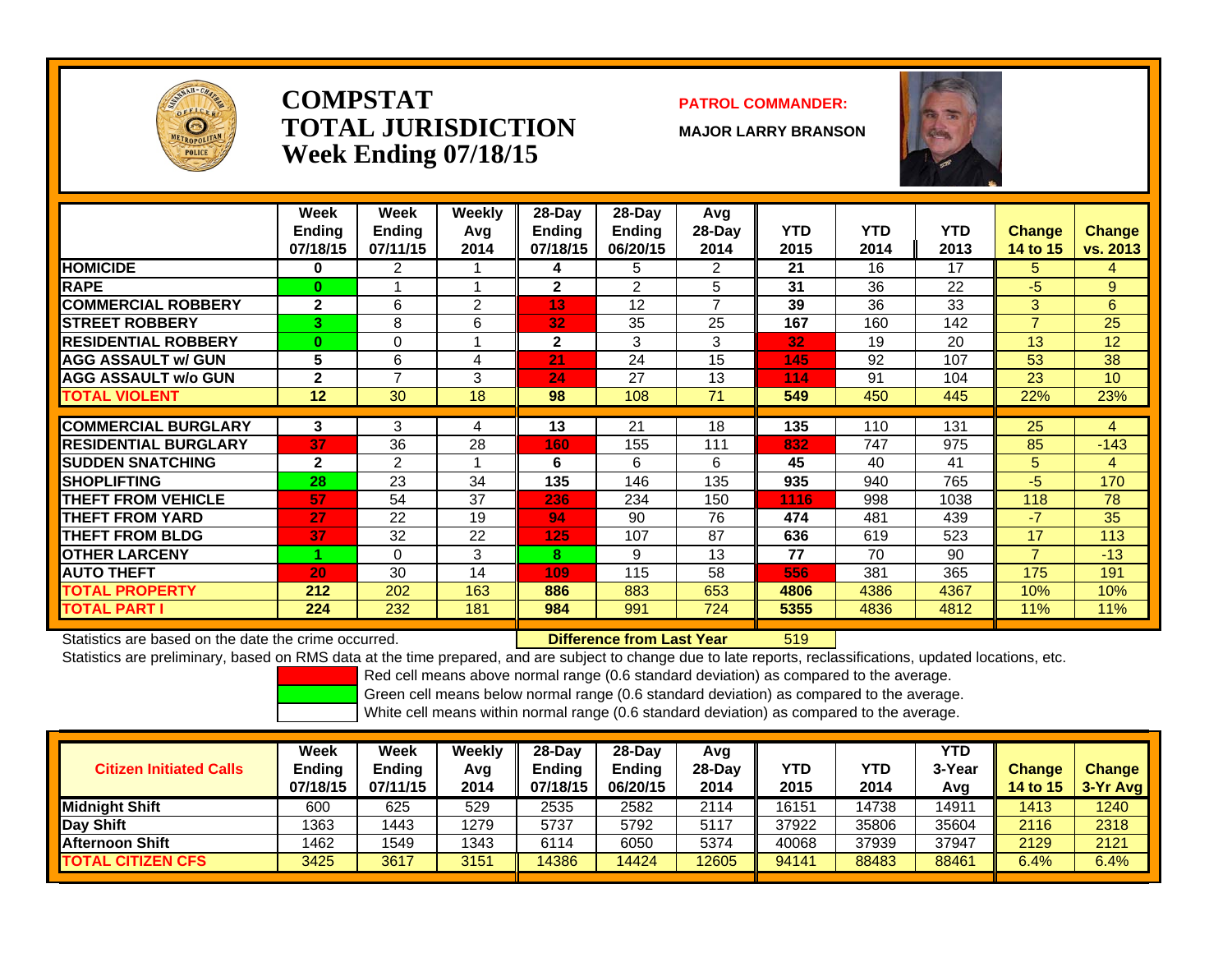# COMPSTAT
# TOTAL JURISDICTION
## Week Ending 07/18/15

**PATROL COMMANDER:**

**MAJOR LARRY BRANSON**

| | Week Ending 07/18/15 | Week Ending 07/11/15 | Weekly Avg 2014 | 28-Day Ending 07/18/15 | 28-Day Ending 06/20/15 | Avg 28-Day 2014 | YTD 2015 | YTD 2014 | YTD 2013 | Change 14 to 15 | Change vs. 2013 |
|---|---|---|---|---|---|---|---|---|---|---|---|
| **HOMICIDE** | 0 | 2 | 1 | 4 | 5 | 2 | 21 | 16 | 17 | 5 | 4 |
| **RAPE** | 0 | 1 | 1 | 2 | 2 | 5 | 31 | 36 | 22 | -5 | 9 |
| **COMMERCIAL ROBBERY** | 2 | 6 | 2 | 13 | 12 | 7 | 39 | 36 | 33 | 3 | 6 |
| **STREET ROBBERY** | 3 | 8 | 6 | 32 | 35 | 25 | 167 | 160 | 142 | 7 | 25 |
| **RESIDENTIAL ROBBERY** | 0 | 0 | 1 | 2 | 3 | 3 | 32 | 19 | 20 | 13 | 12 |
| **AGG ASSAULT w/ GUN** | 5 | 6 | 4 | 21 | 24 | 15 | 145 | 92 | 107 | 53 | 38 |
| **AGG ASSAULT w/o GUN** | 2 | 7 | 3 | 24 | 27 | 13 | 114 | 91 | 104 | 23 | 10 |
| **TOTAL VIOLENT** | 12 | 30 | 18 | 98 | 108 | 71 | 549 | 450 | 445 | 22% | 23% |
| **COMMERCIAL BURGLARY** | 3 | 3 | 4 | 13 | 21 | 18 | 135 | 110 | 131 | 25 | 4 |
| **RESIDENTIAL BURGLARY** | 37 | 36 | 28 | 160 | 155 | 111 | 832 | 747 | 975 | 85 | -143 |
| **SUDDEN SNATCHING** | 2 | 2 | 1 | 6 | 6 | 6 | 45 | 40 | 41 | 5 | 4 |
| **SHOPLIFTING** | 28 | 23 | 34 | 135 | 146 | 135 | 935 | 940 | 765 | -5 | 170 |
| **THEFT FROM VEHICLE** | 57 | 54 | 37 | 236 | 234 | 150 | 1116 | 998 | 1038 | 118 | 78 |
| **THEFT FROM YARD** | 27 | 22 | 19 | 94 | 90 | 76 | 474 | 481 | 439 | -7 | 35 |
| **THEFT FROM BLDG** | 37 | 32 | 22 | 125 | 107 | 87 | 636 | 619 | 523 | 17 | 113 |
| **OTHER LARCENY** | 1 | 0 | 3 | 8 | 9 | 13 | 77 | 70 | 90 | 7 | -13 |
| **AUTO THEFT** | 20 | 30 | 14 | 109 | 115 | 58 | 556 | 381 | 365 | 175 | 191 |
| **TOTAL PROPERTY** | 212 | 202 | 163 | 886 | 883 | 653 | 4806 | 4386 | 4367 | 10% | 10% |
| **TOTAL PART I** | 224 | 232 | 181 | 984 | 991 | 724 | 5355 | 4836 | 4812 | 11% | 11% |

Statistics are based on the date the crime occurred. **Difference from Last Year** 519

Statistics are preliminary, based on RMS data at the time prepared, and are subject to change due to late reports, reclassifications, updated locations, etc.

Red cell means above normal range (0.6 standard deviation) as compared to the average.
Green cell means below normal range (0.6 standard deviation) as compared to the average.
White cell means within normal range (0.6 standard deviation) as compared to the average.

| Citizen Initiated Calls | Week Ending 07/18/15 | Week Ending 07/11/15 | Weekly Avg 2014 | 28-Day Ending 07/18/15 | 28-Day Ending 06/20/15 | Avg 28-Day 2014 | YTD 2015 | YTD 2014 | YTD 3-Year Avg | Change 14 to 15 | Change 3-Yr Avg |
|---|---|---|---|---|---|---|---|---|---|---|---|
| **Midnight Shift** | 600 | 625 | 529 | 2535 | 2582 | 2114 | 16151 | 14738 | 14911 | 1413 | 1240 |
| **Day Shift** | 1363 | 1443 | 1279 | 5737 | 5792 | 5117 | 37922 | 35806 | 35604 | 2116 | 2318 |
| **Afternoon Shift** | 1462 | 1549 | 1343 | 6114 | 6050 | 5374 | 40068 | 37939 | 37947 | 2129 | 2121 |
| **TOTAL CITIZEN CFS** | 3425 | 3617 | 3151 | 14386 | 14424 | 12605 | 94141 | 88483 | 88461 | 6.4% | 6.4% |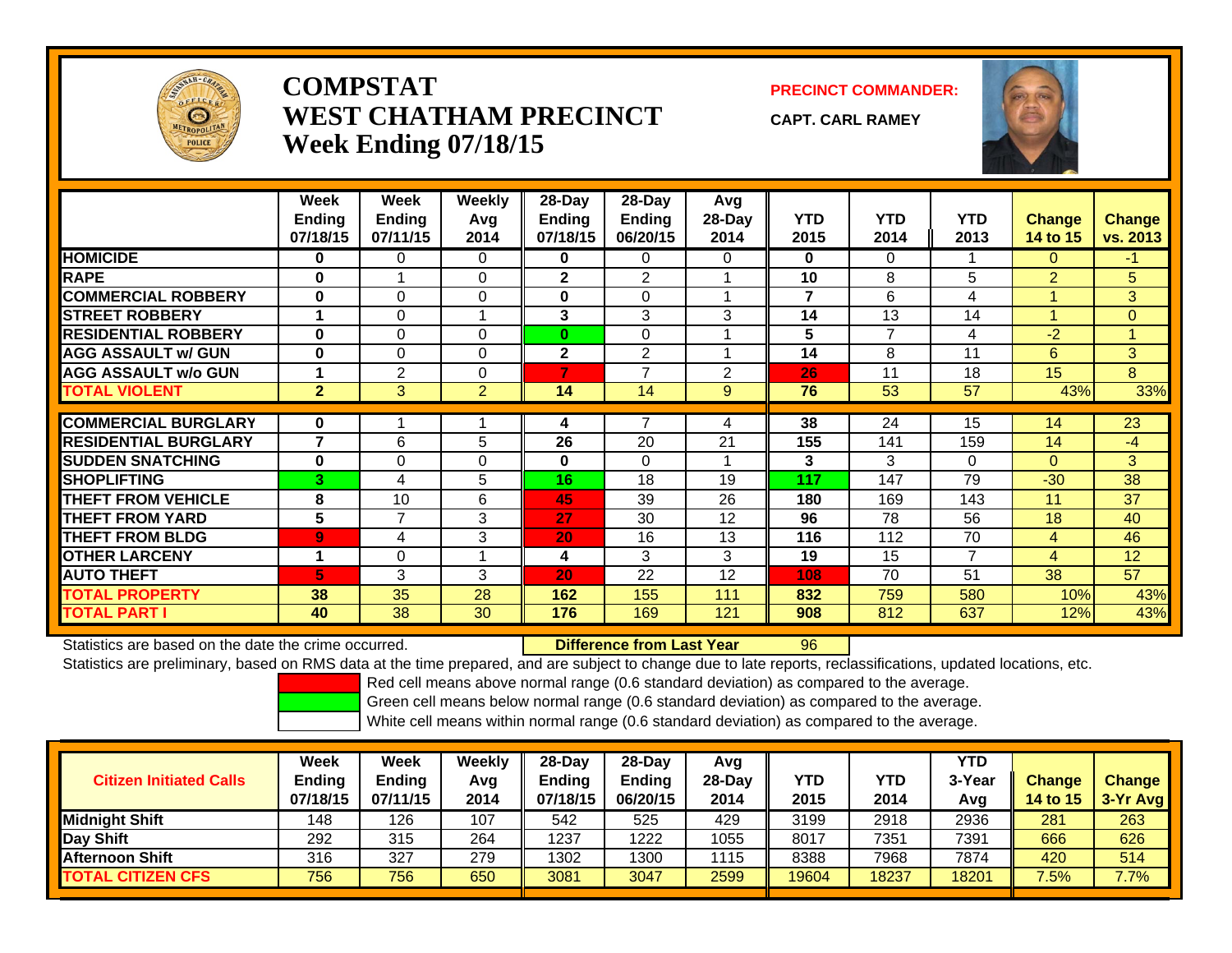# COMPSTAT
# WEST CHATHAM PRECINCT
# Week Ending 07/18/15

**PRECINCT COMMANDER:**

**CAPT. CARL RAMEY**

| | Week Ending 07/18/15 | Week Ending 07/11/15 | Weekly Avg 2014 | 28-Day Ending 07/18/15 | 28-Day Ending 06/20/15 | Avg 28-Day 2014 | YTD 2015 | YTD 2014 | YTD 2013 | Change 14 to 15 | Change vs. 2013 |
|---|---|---|---|---|---|---|---|---|---|---|---|
| HOMICIDE | 0 | 0 | 0 | 0 | 0 | 0 | 0 | 0 | 1 | 0 | -1 |
| RAPE | 0 | 1 | 0 | 2 | 2 | 1 | 10 | 8 | 5 | 2 | 5 |
| COMMERCIAL ROBBERY | 0 | 0 | 0 | 0 | 0 | 1 | 7 | 6 | 4 | 1 | 3 |
| STREET ROBBERY | 1 | 0 | 1 | 3 | 3 | 3 | 14 | 13 | 14 | 1 | 0 |
| RESIDENTIAL ROBBERY | 0 | 0 | 0 | 0 | 0 | 1 | 5 | 7 | 4 | -2 | 1 |
| AGG ASSAULT w/ GUN | 0 | 0 | 0 | 2 | 2 | 1 | 14 | 8 | 11 | 6 | 3 |
| AGG ASSAULT w/o GUN | 1 | 2 | 0 | 7 | 7 | 2 | 26 | 11 | 18 | 15 | 8 |
| TOTAL VIOLENT | 2 | 3 | 2 | 14 | 14 | 9 | 76 | 53 | 57 | 43% | 33% |
| COMMERCIAL BURGLARY | 0 | 1 | 1 | 4 | 7 | 4 | 38 | 24 | 15 | 14 | 23 |
| RESIDENTIAL BURGLARY | 7 | 6 | 5 | 26 | 20 | 21 | 155 | 141 | 159 | 14 | -4 |
| SUDDEN SNATCHING | 0 | 0 | 0 | 0 | 0 | 1 | 3 | 3 | 0 | 0 | 3 |
| SHOPLIFTING | 3 | 4 | 5 | 16 | 18 | 19 | 117 | 147 | 79 | -30 | 38 |
| THEFT FROM VEHICLE | 8 | 10 | 6 | 45 | 39 | 26 | 180 | 169 | 143 | 11 | 37 |
| THEFT FROM YARD | 5 | 7 | 3 | 27 | 30 | 12 | 96 | 78 | 56 | 18 | 40 |
| THEFT FROM BLDG | 9 | 4 | 3 | 20 | 16 | 13 | 116 | 112 | 70 | 4 | 46 |
| OTHER LARCENY | 1 | 0 | 1 | 4 | 3 | 3 | 19 | 15 | 7 | 4 | 12 |
| AUTO THEFT | 5 | 3 | 3 | 20 | 22 | 12 | 108 | 70 | 51 | 38 | 57 |
| TOTAL PROPERTY | 38 | 35 | 28 | 162 | 155 | 111 | 832 | 759 | 580 | 10% | 43% |
| TOTAL PART I | 40 | 38 | 30 | 176 | 169 | 121 | 908 | 812 | 637 | 12% | 43% |

Statistics are based on the date the crime occurred. **Difference from Last Year** 96

Statistics are preliminary, based on RMS data at the time prepared, and are subject to change due to late reports, reclassifications, updated locations, etc.

Red cell means above normal range (0.6 standard deviation) as compared to the average.
Green cell means below normal range (0.6 standard deviation) as compared to the average.
White cell means within normal range (0.6 standard deviation) as compared to the average.

| Citizen Initiated Calls | Week Ending 07/18/15 | Week Ending 07/11/15 | Weekly Avg 2014 | 28-Day Ending 07/18/15 | 28-Day Ending 06/20/15 | Avg 28-Day 2014 | YTD 2015 | YTD 2014 | YTD 3-Year Avg | Change 14 to 15 | Change 3-Yr Avg |
|---|---|---|---|---|---|---|---|---|---|---|---|
| Midnight Shift | 148 | 126 | 107 | 542 | 525 | 429 | 3199 | 2918 | 2936 | 281 | 263 |
| Day Shift | 292 | 315 | 264 | 1237 | 1222 | 1055 | 8017 | 7351 | 7391 | 666 | 626 |
| Afternoon Shift | 316 | 327 | 279 | 1302 | 1300 | 1115 | 8388 | 7968 | 7874 | 420 | 514 |
| TOTAL CITIZEN CFS | 756 | 756 | 650 | 3081 | 3047 | 2599 | 19604 | 18237 | 18201 | 7.5% | 7.7% |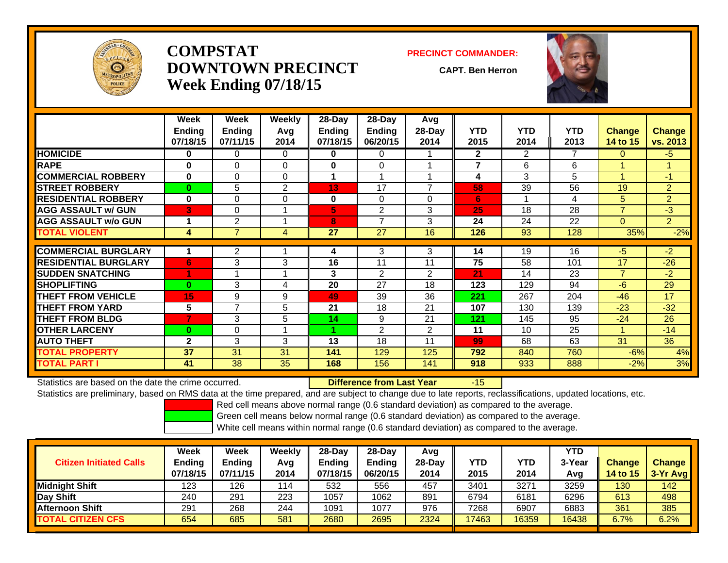# COMPSTAT
# DOWNTOWN PRECINCT
# Week Ending 07/18/15

**PRECINCT COMMANDER:**

**CAPT. Ben Herron**

| | Week Ending 07/18/15 | Week Ending 07/11/15 | Weekly Avg 2014 | 28-Day Ending 07/18/15 | 28-Day Ending 06/20/15 | Avg 28-Day 2014 | YTD 2015 | YTD 2014 | YTD 2013 | Change 14 to 15 | Change vs. 2013 |
|---|---|---|---|---|---|---|---|---|---|---|---|
| HOMICIDE | 0 | 0 | 0 | 0 | 0 | 1 | 2 | 2 | 7 | 0 | -5 |
| RAPE | 0 | 0 | 0 | 0 | 0 | 1 | 7 | 6 | 6 | 1 | 1 |
| COMMERCIAL ROBBERY | 0 | 0 | 0 | 1 | 1 | 1 | 4 | 3 | 5 | 1 | -1 |
| STREET ROBBERY | 0 | 5 | 2 | 13 | 17 | 7 | 58 | 39 | 56 | 19 | 2 |
| RESIDENTIAL ROBBERY | 0 | 0 | 0 | 0 | 0 | 0 | 6 | 1 | 4 | 5 | 2 |
| AGG ASSAULT w/ GUN | 3 | 0 | 1 | 5 | 2 | 3 | 25 | 18 | 28 | 7 | -3 |
| AGG ASSAULT w/o GUN | 1 | 2 | 1 | 8 | 7 | 3 | 24 | 24 | 22 | 0 | 2 |
| TOTAL VIOLENT | 4 | 7 | 4 | 27 | 27 | 16 | 126 | 93 | 128 | 35% | -2% |
| COMMERCIAL BURGLARY | 1 | 2 | 1 | 4 | 3 | 3 | 14 | 19 | 16 | -5 | -2 |
| RESIDENTIAL BURGLARY | 6 | 3 | 3 | 16 | 11 | 11 | 75 | 58 | 101 | 17 | -26 |
| SUDDEN SNATCHING | 1 | 1 | 1 | 3 | 2 | 2 | 21 | 14 | 23 | 7 | -2 |
| SHOPLIFTING | 0 | 3 | 4 | 20 | 27 | 18 | 123 | 129 | 94 | -6 | 29 |
| THEFT FROM VEHICLE | 15 | 9 | 9 | 49 | 39 | 36 | 221 | 267 | 204 | -46 | 17 |
| THEFT FROM YARD | 5 | 7 | 5 | 21 | 18 | 21 | 107 | 130 | 139 | -23 | -32 |
| THEFT FROM BLDG | 7 | 3 | 5 | 14 | 9 | 21 | 121 | 145 | 95 | -24 | 26 |
| OTHER LARCENY | 0 | 0 | 1 | 1 | 2 | 2 | 11 | 10 | 25 | 1 | -14 |
| AUTO THEFT | 2 | 3 | 3 | 13 | 18 | 11 | 99 | 68 | 63 | 31 | 36 |
| TOTAL PROPERTY | 37 | 31 | 31 | 141 | 129 | 125 | 792 | 840 | 760 | -6% | 4% |
| TOTAL PART I | 41 | 38 | 35 | 168 | 156 | 141 | 918 | 933 | 888 | -2% | 3% |

Statistics are based on the date the crime occurred. **Difference from Last Year** -15

Statistics are preliminary, based on RMS data at the time prepared, and are subject to change due to late reports, reclassifications, updated locations, etc.

Red cell means above normal range (0.6 standard deviation) as compared to the average.
Green cell means below normal range (0.6 standard deviation) as compared to the average.
White cell means within normal range (0.6 standard deviation) as compared to the average.

| Citizen Initiated Calls | Week Ending 07/18/15 | Week Ending 07/11/15 | Weekly Avg 2014 | 28-Day Ending 07/18/15 | 28-Day Ending 06/20/15 | Avg 28-Day 2014 | YTD 2015 | YTD 2014 | YTD 3-Year Avg | Change 14 to 15 | Change 3-Yr Avg |
|---|---|---|---|---|---|---|---|---|---|---|---|
| Midnight Shift | 123 | 126 | 114 | 532 | 556 | 457 | 3401 | 3271 | 3259 | 130 | 142 |
| Day Shift | 240 | 291 | 223 | 1057 | 1062 | 891 | 6794 | 6181 | 6296 | 613 | 498 |
| Afternoon Shift | 291 | 268 | 244 | 1091 | 1077 | 976 | 7268 | 6907 | 6883 | 361 | 385 |
| TOTAL CITIZEN CFS | 654 | 685 | 581 | 2680 | 2695 | 2324 | 17463 | 16359 | 16438 | 6.7% | 6.2% |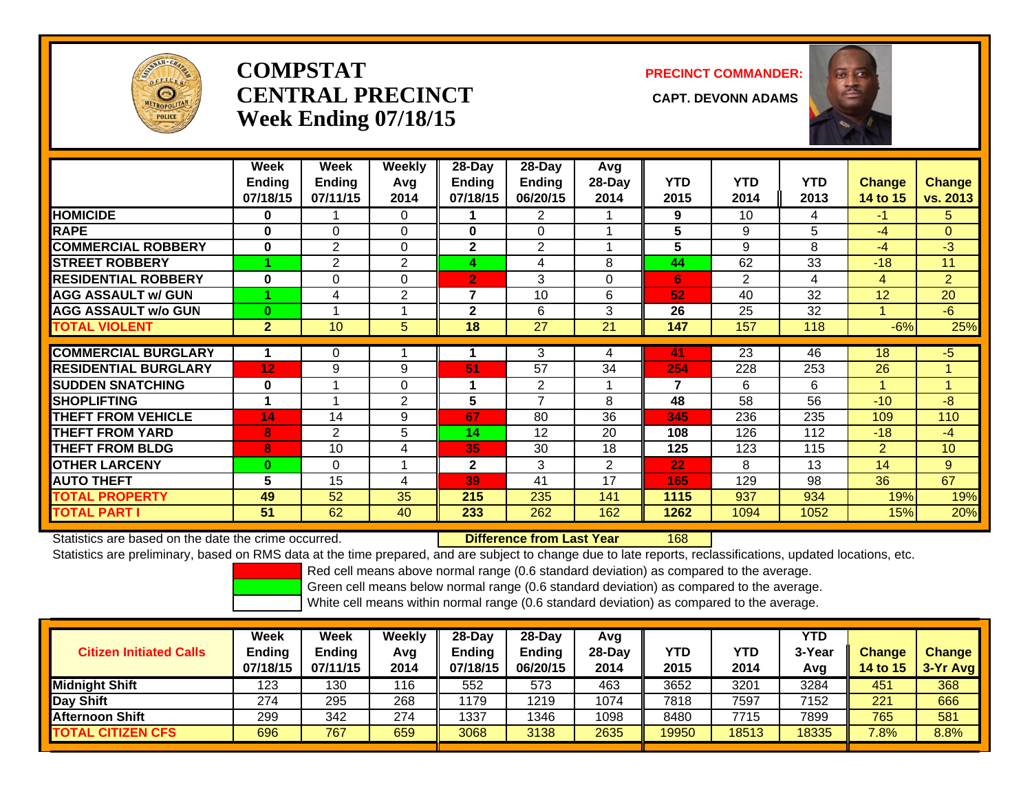# COMPSTAT CENTRAL PRECINCT
## Week Ending 07/18/15

**PRECINCT COMMANDER:**

**CAPT. DEVONN ADAMS**

| | Week Ending 07/18/15 | Week Ending 07/11/15 | Weekly Avg 2014 | 28-Day Ending 07/18/15 | 28-Day Ending 06/20/15 | Avg 28-Day 2014 | YTD 2015 | YTD 2014 | YTD 2013 | Change 14 to 15 | Change vs. 2013 |
|---|---|---|---|---|---|---|---|---|---|---|---|
| HOMICIDE | 0 | 1 | 0 | 1 | 2 | 1 | 9 | 10 | 4 | -1 | 5 |
| RAPE | 0 | 0 | 0 | 0 | 0 | 1 | 5 | 9 | 5 | -4 | 0 |
| COMMERCIAL ROBBERY | 0 | 2 | 0 | 2 | 2 | 1 | 5 | 9 | 8 | -4 | -3 |
| STREET ROBBERY | 1 | 2 | 2 | 4 | 4 | 8 | 44 | 62 | 33 | -18 | 11 |
| RESIDENTIAL ROBBERY | 0 | 0 | 0 | 2 | 3 | 0 | 6 | 2 | 4 | 4 | 2 |
| AGG ASSAULT w/ GUN | 1 | 4 | 2 | 7 | 10 | 6 | 52 | 40 | 32 | 12 | 20 |
| AGG ASSAULT w/o GUN | 0 | 1 | 1 | 2 | 6 | 3 | 26 | 25 | 32 | 1 | -6 |
| TOTAL VIOLENT | 2 | 10 | 5 | 18 | 27 | 21 | 147 | 157 | 118 | -6% | 25% |
| COMMERCIAL BURGLARY | 1 | 0 | 1 | 1 | 3 | 4 | 41 | 23 | 46 | 18 | -5 |
| RESIDENTIAL BURGLARY | 12 | 9 | 9 | 51 | 57 | 34 | 254 | 228 | 253 | 26 | 1 |
| SUDDEN SNATCHING | 0 | 1 | 0 | 1 | 2 | 1 | 7 | 6 | 6 | 1 | 1 |
| SHOPLIFTING | 1 | 1 | 2 | 5 | 7 | 8 | 48 | 58 | 56 | -10 | -8 |
| THEFT FROM VEHICLE | 14 | 14 | 9 | 67 | 80 | 36 | 345 | 236 | 235 | 109 | 110 |
| THEFT FROM YARD | 8 | 2 | 5 | 14 | 12 | 20 | 108 | 126 | 112 | -18 | -4 |
| THEFT FROM BLDG | 8 | 10 | 4 | 35 | 30 | 18 | 125 | 123 | 115 | 2 | 10 |
| OTHER LARCENY | 0 | 0 | 1 | 2 | 3 | 2 | 22 | 8 | 13 | 14 | 9 |
| AUTO THEFT | 5 | 15 | 4 | 39 | 41 | 17 | 165 | 129 | 98 | 36 | 67 |
| TOTAL PROPERTY | 49 | 52 | 35 | 215 | 235 | 141 | 1115 | 937 | 934 | 19% | 19% |
| TOTAL PART I | 51 | 62 | 40 | 233 | 262 | 162 | 1262 | 1094 | 1052 | 15% | 20% |

Statistics are based on the date the crime occurred. **Difference from Last Year** 168

Statistics are preliminary, based on RMS data at the time prepared, and are subject to change due to late reports, reclassifications, updated locations, etc.

Red cell means above normal range (0.6 standard deviation) as compared to the average.

Green cell means below normal range (0.6 standard deviation) as compared to the average.

White cell means within normal range (0.6 standard deviation) as compared to the average.

| Citizen Initiated Calls | Week Ending 07/18/15 | Week Ending 07/11/15 | Weekly Avg 2014 | 28-Day Ending 07/18/15 | 28-Day Ending 06/20/15 | Avg 28-Day 2014 | YTD 2015 | YTD 2014 | YTD 3-Year Avg | Change 14 to 15 | Change 3-Yr Avg |
|---|---|---|---|---|---|---|---|---|---|---|---|
| Midnight Shift | 123 | 130 | 116 | 552 | 573 | 463 | 3652 | 3201 | 3284 | 451 | 368 |
| Day Shift | 274 | 295 | 268 | 1179 | 1219 | 1074 | 7818 | 7597 | 7152 | 221 | 666 |
| Afternoon Shift | 299 | 342 | 274 | 1337 | 1346 | 1098 | 8480 | 7715 | 7899 | 765 | 581 |
| TOTAL CITIZEN CFS | 696 | 767 | 659 | 3068 | 3138 | 2635 | 19950 | 18513 | 18335 | 7.8% | 8.8% |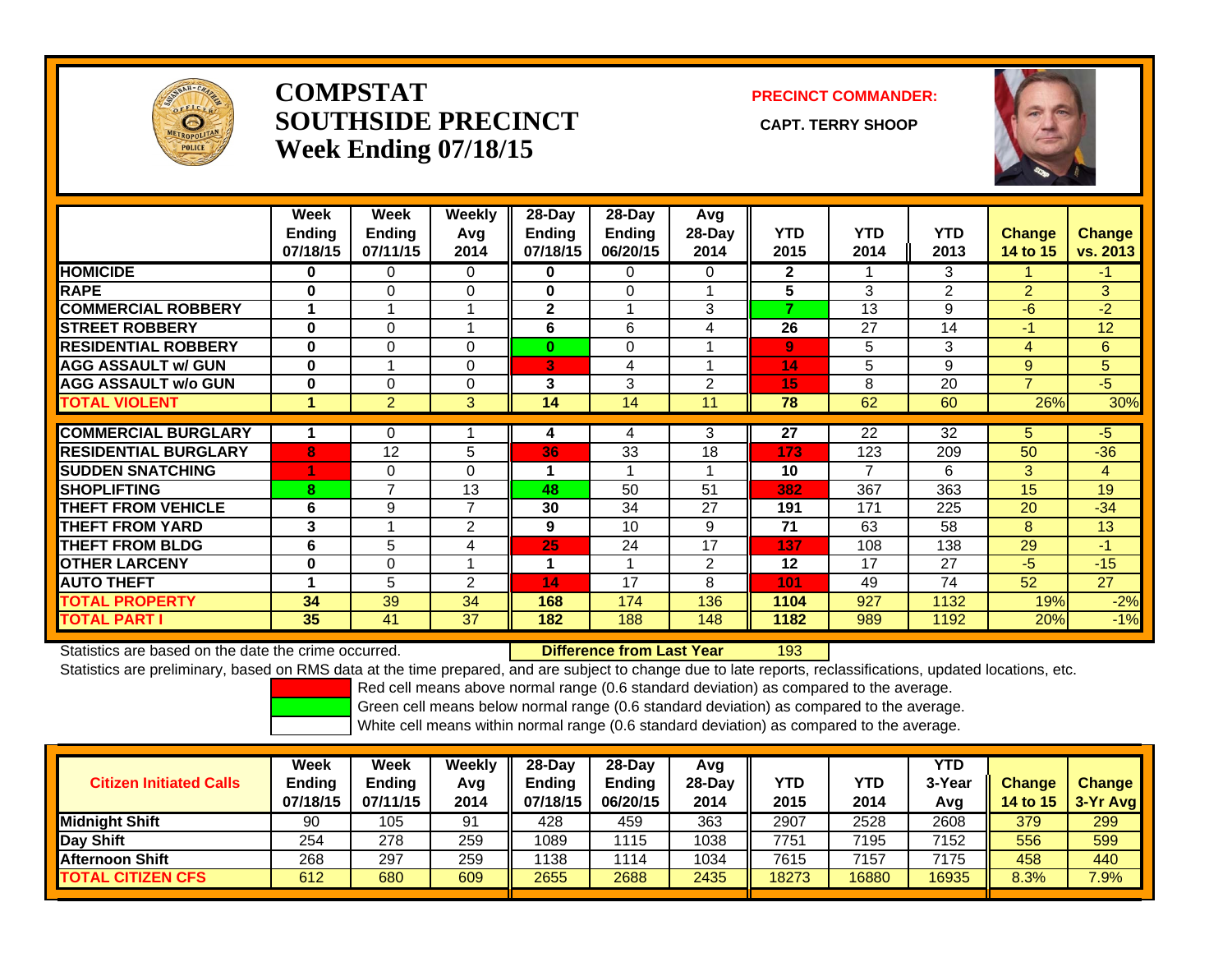# COMPSTAT
# SOUTHSIDE PRECINCT
# Week Ending 07/18/15

**PRECINCT COMMANDER:**

**CAPT. TERRY SHOOP**

| | Week Ending 07/18/15 | Week Ending 07/11/15 | Weekly Avg 2014 | 28-Day Ending 07/18/15 | 28-Day Ending 06/20/15 | Avg 28-Day 2014 | YTD 2015 | YTD 2014 | YTD 2013 | Change 14 to 15 | Change vs. 2013 |
|---|---|---|---|---|---|---|---|---|---|---|---|
| HOMICIDE | 0 | 0 | 0 | 0 | 0 | 0 | 2 | 1 | 3 | 1 | -1 |
| RAPE | 0 | 0 | 0 | 0 | 0 | 1 | 5 | 3 | 2 | 2 | 3 |
| COMMERCIAL ROBBERY | 1 | 1 | 1 | 2 | 1 | 3 | 7 | 13 | 9 | -6 | -2 |
| STREET ROBBERY | 0 | 0 | 1 | 6 | 6 | 4 | 26 | 27 | 14 | -1 | 12 |
| RESIDENTIAL ROBBERY | 0 | 0 | 0 | 0 | 0 | 1 | 9 | 5 | 3 | 4 | 6 |
| AGG ASSAULT w/ GUN | 0 | 1 | 0 | 3 | 4 | 1 | 14 | 5 | 9 | 9 | 5 |
| AGG ASSAULT w/o GUN | 0 | 0 | 0 | 3 | 3 | 2 | 15 | 8 | 20 | 7 | -5 |
| TOTAL VIOLENT | 1 | 2 | 3 | 14 | 14 | 11 | 78 | 62 | 60 | 26% | 30% |
| COMMERCIAL BURGLARY | 1 | 0 | 1 | 4 | 4 | 3 | 27 | 22 | 32 | 5 | -5 |
| RESIDENTIAL BURGLARY | 8 | 12 | 5 | 36 | 33 | 18 | 173 | 123 | 209 | 50 | -36 |
| SUDDEN SNATCHING | 1 | 0 | 0 | 1 | 1 | 1 | 10 | 7 | 6 | 3 | 4 |
| SHOPLIFTING | 8 | 7 | 13 | 48 | 50 | 51 | 382 | 367 | 363 | 15 | 19 |
| THEFT FROM VEHICLE | 6 | 9 | 7 | 30 | 34 | 27 | 191 | 171 | 225 | 20 | -34 |
| THEFT FROM YARD | 3 | 1 | 2 | 9 | 10 | 9 | 71 | 63 | 58 | 8 | 13 |
| THEFT FROM BLDG | 6 | 5 | 4 | 25 | 24 | 17 | 137 | 108 | 138 | 29 | -1 |
| OTHER LARCENY | 0 | 0 | 1 | 1 | 1 | 2 | 12 | 17 | 27 | -5 | -15 |
| AUTO THEFT | 1 | 5 | 2 | 14 | 17 | 8 | 101 | 49 | 74 | 52 | 27 |
| TOTAL PROPERTY | 34 | 39 | 34 | 168 | 174 | 136 | 1104 | 927 | 1132 | 19% | -2% |
| TOTAL PART I | 35 | 41 | 37 | 182 | 188 | 148 | 1182 | 989 | 1192 | 20% | -1% |

Statistics are based on the date the crime occurred. **Difference from Last Year** 193

Statistics are preliminary, based on RMS data at the time prepared, and are subject to change due to late reports, reclassifications, updated locations, etc.

Red cell means above normal range (0.6 standard deviation) as compared to the average.

Green cell means below normal range (0.6 standard deviation) as compared to the average.

White cell means within normal range (0.6 standard deviation) as compared to the average.

| Citizen Initiated Calls | Week Ending 07/18/15 | Week Ending 07/11/15 | Weekly Avg 2014 | 28-Day Ending 07/18/15 | 28-Day Ending 06/20/15 | Avg 28-Day 2014 | YTD 2015 | YTD 2014 | YTD 3-Year Avg | Change 14 to 15 | Change 3-Yr Avg |
|---|---|---|---|---|---|---|---|---|---|---|---|
| Midnight Shift | 90 | 105 | 91 | 428 | 459 | 363 | 2907 | 2528 | 2608 | 379 | 299 |
| Day Shift | 254 | 278 | 259 | 1089 | 1115 | 1038 | 7751 | 7195 | 7152 | 556 | 599 |
| Afternoon Shift | 268 | 297 | 259 | 1138 | 1114 | 1034 | 7615 | 7157 | 7175 | 458 | 440 |
| TOTAL CITIZEN CFS | 612 | 680 | 609 | 2655 | 2688 | 2435 | 18273 | 16880 | 16935 | 8.3% | 7.9% |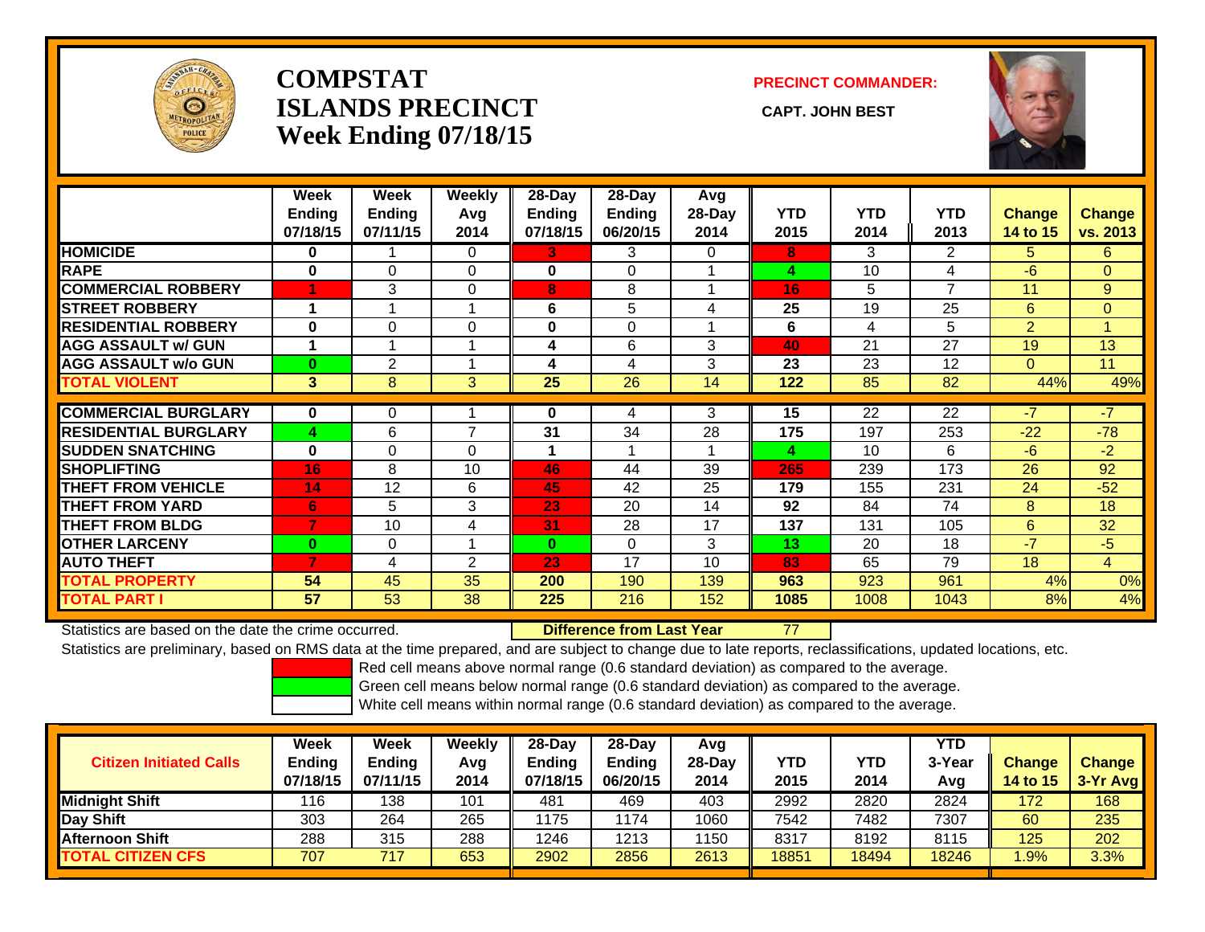# COMPSTAT
# ISLANDS PRECINCT
# Week Ending 07/18/15

**PRECINCT COMMANDER:**

**CAPT. JOHN BEST**

| | Week Ending 07/18/15 | Week Ending 07/11/15 | Weekly Avg 2014 | 28-Day Ending 07/18/15 | 28-Day Ending 06/20/15 | Avg 28-Day 2014 | YTD 2015 | YTD 2014 | YTD 2013 | Change 14 to 15 | Change vs. 2013 |
|---|---|---|---|---|---|---|---|---|---|---|---|
| HOMICIDE | 0 | 1 | 0 | 3 | 3 | 0 | 8 | 3 | 2 | 5 | 6 |
| RAPE | 0 | 0 | 0 | 0 | 0 | 1 | 4 | 10 | 4 | -6 | 0 |
| COMMERCIAL ROBBERY | 1 | 3 | 0 | 8 | 8 | 1 | 16 | 5 | 7 | 11 | 9 |
| STREET ROBBERY | 1 | 1 | 1 | 6 | 5 | 4 | 25 | 19 | 25 | 6 | 0 |
| RESIDENTIAL ROBBERY | 0 | 0 | 0 | 0 | 0 | 1 | 6 | 4 | 5 | 2 | 1 |
| AGG ASSAULT w/ GUN | 1 | 1 | 1 | 4 | 6 | 3 | 40 | 21 | 27 | 19 | 13 |
| AGG ASSAULT w/o GUN | 0 | 2 | 1 | 4 | 4 | 3 | 23 | 23 | 12 | 0 | 11 |
| TOTAL VIOLENT | 3 | 8 | 3 | 25 | 26 | 14 | 122 | 85 | 82 | 44% | 49% |
| COMMERCIAL BURGLARY | 0 | 0 | 1 | 0 | 4 | 3 | 15 | 22 | 22 | -7 | -7 |
| RESIDENTIAL BURGLARY | 4 | 6 | 7 | 31 | 34 | 28 | 175 | 197 | 253 | -22 | -78 |
| SUDDEN SNATCHING | 0 | 0 | 0 | 1 | 1 | 1 | 4 | 10 | 6 | -6 | -2 |
| SHOPLIFTING | 16 | 8 | 10 | 46 | 44 | 39 | 265 | 239 | 173 | 26 | 92 |
| THEFT FROM VEHICLE | 14 | 12 | 6 | 45 | 42 | 25 | 179 | 155 | 231 | 24 | -52 |
| THEFT FROM YARD | 6 | 5 | 3 | 23 | 20 | 14 | 92 | 84 | 74 | 8 | 18 |
| THEFT FROM BLDG | 7 | 10 | 4 | 31 | 28 | 17 | 137 | 131 | 105 | 6 | 32 |
| OTHER LARCENY | 0 | 0 | 1 | 0 | 0 | 3 | 13 | 20 | 18 | -7 | -5 |
| AUTO THEFT | 7 | 4 | 2 | 23 | 17 | 10 | 83 | 65 | 79 | 18 | 4 |
| TOTAL PROPERTY | 54 | 45 | 35 | 200 | 190 | 139 | 963 | 923 | 961 | 4% | 0% |
| TOTAL PART I | 57 | 53 | 38 | 225 | 216 | 152 | 1085 | 1008 | 1043 | 8% | 4% |

Statistics are based on the date the crime occurred. **Difference from Last Year** 77

Statistics are preliminary, based on RMS data at the time prepared, and are subject to change due to late reports, reclassifications, updated locations, etc.

Red cell means above normal range (0.6 standard deviation) as compared to the average.

Green cell means below normal range (0.6 standard deviation) as compared to the average.

White cell means within normal range (0.6 standard deviation) as compared to the average.

| Citizen Initiated Calls | Week Ending 07/18/15 | Week Ending 07/11/15 | Weekly Avg 2014 | 28-Day Ending 07/18/15 | 28-Day Ending 06/20/15 | Avg 28-Day 2014 | YTD 2015 | YTD 2014 | YTD 3-Year Avg | Change 14 to 15 | Change 3-Yr Avg |
|---|---|---|---|---|---|---|---|---|---|---|---|
| Midnight Shift | 116 | 138 | 101 | 481 | 469 | 403 | 2992 | 2820 | 2824 | 172 | 168 |
| Day Shift | 303 | 264 | 265 | 1175 | 1174 | 1060 | 7542 | 7482 | 7307 | 60 | 235 |
| Afternoon Shift | 288 | 315 | 288 | 1246 | 1213 | 1150 | 8317 | 8192 | 8115 | 125 | 202 |
| TOTAL CITIZEN CFS | 707 | 717 | 653 | 2902 | 2856 | 2613 | 18851 | 18494 | 18246 | 1.9% | 3.3% |